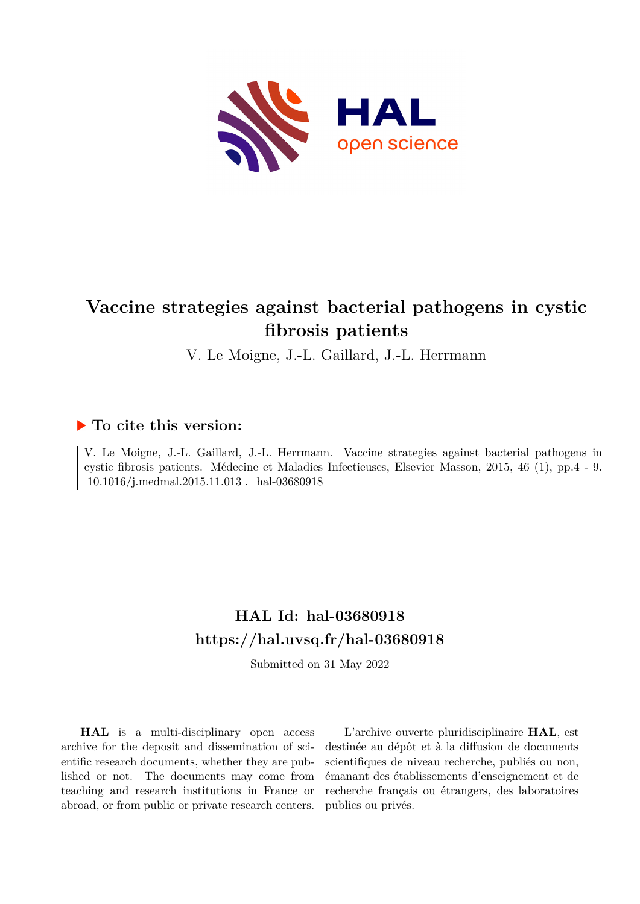# Vaccine strategies against bacterial pathogens in cystic fibrosis patients

V. Le Moigne, J.-L. Gaillard, J.-L. Herrmann

## ▶ To cite this version:

V. Le Moigne, J.-L. Gaillard, J.-L. Herrmann. Vaccine strategies against bacterial pathogens in cystic fibrosis patients. Médecine et Maladies Infectieuses, Elsevier Masson, 2015, 46 (1), pp.4 - 9. 10.1016/j.medmal.2015.11.013 . hal-03680918

## HAL Id: hal-03680918

## https://hal.uvsq.fr/hal-03680918

Submitted on 31 May 2022

**HAL** is a multi-disciplinary open access archive for the deposit and dissemination of scientific research documents, whether they are published or not. The documents may come from teaching and research institutions in France or abroad, or from public or private research centers.

L'archive ouverte pluridisciplinaire **HAL**, est destinée au dépôt et à la diffusion de documents scientifiques de niveau recherche, publiés ou non, émanant des établissements d'enseignement et de recherche français ou étrangers, des laboratoires publics ou privés.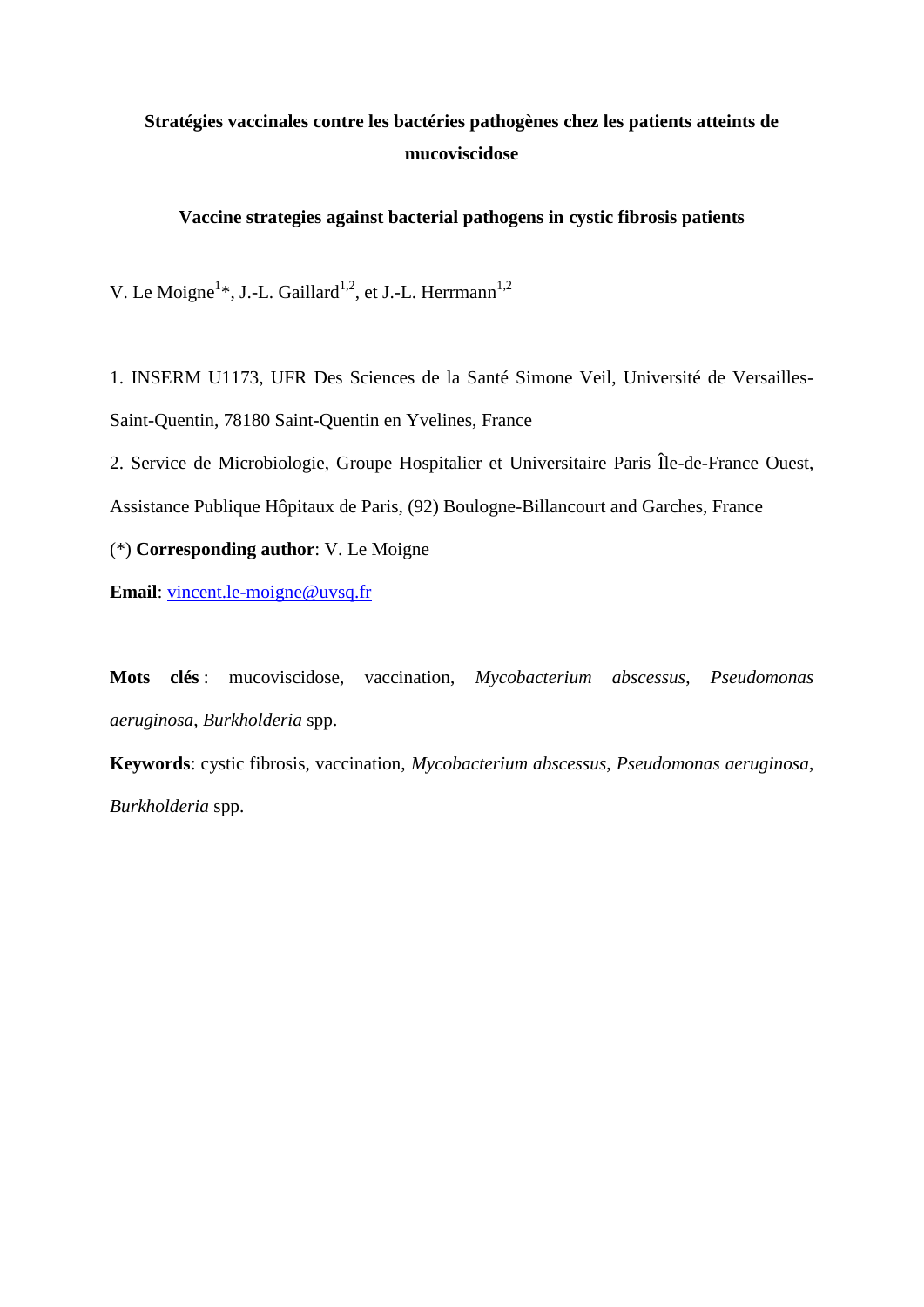**Stratégies vaccinales contre les bactéries pathogènes chez les patients atteints de mucoviscidose**

**Vaccine strategies against bacterial pathogens in cystic fibrosis patients**

V. Le Moigne[1]*, J.-L. Gaillard[1,2], et J.-L. Herrmann[1,2]

1. INSERM U1173, UFR Des Sciences de la Santé Simone Veil, Université de Versailles-Saint-Quentin, 78180 Saint-Quentin en Yvelines, France

2. Service de Microbiologie, Groupe Hospitalier et Universitaire Paris Île-de-France Ouest, Assistance Publique Hôpitaux de Paris, (92) Boulogne-Billancourt and Garches, France

(*) **Corresponding author**: V. Le Moigne

**Email**: vincent.le-moigne@uvsq.fr

**Mots clés** : mucoviscidose, vaccination, *Mycobacterium abscessus*, *Pseudomonas aeruginosa*, *Burkholderia* spp.

**Keywords**: cystic fibrosis, vaccination, *Mycobacterium abscessus*, *Pseudomonas aeruginosa*, *Burkholderia* spp.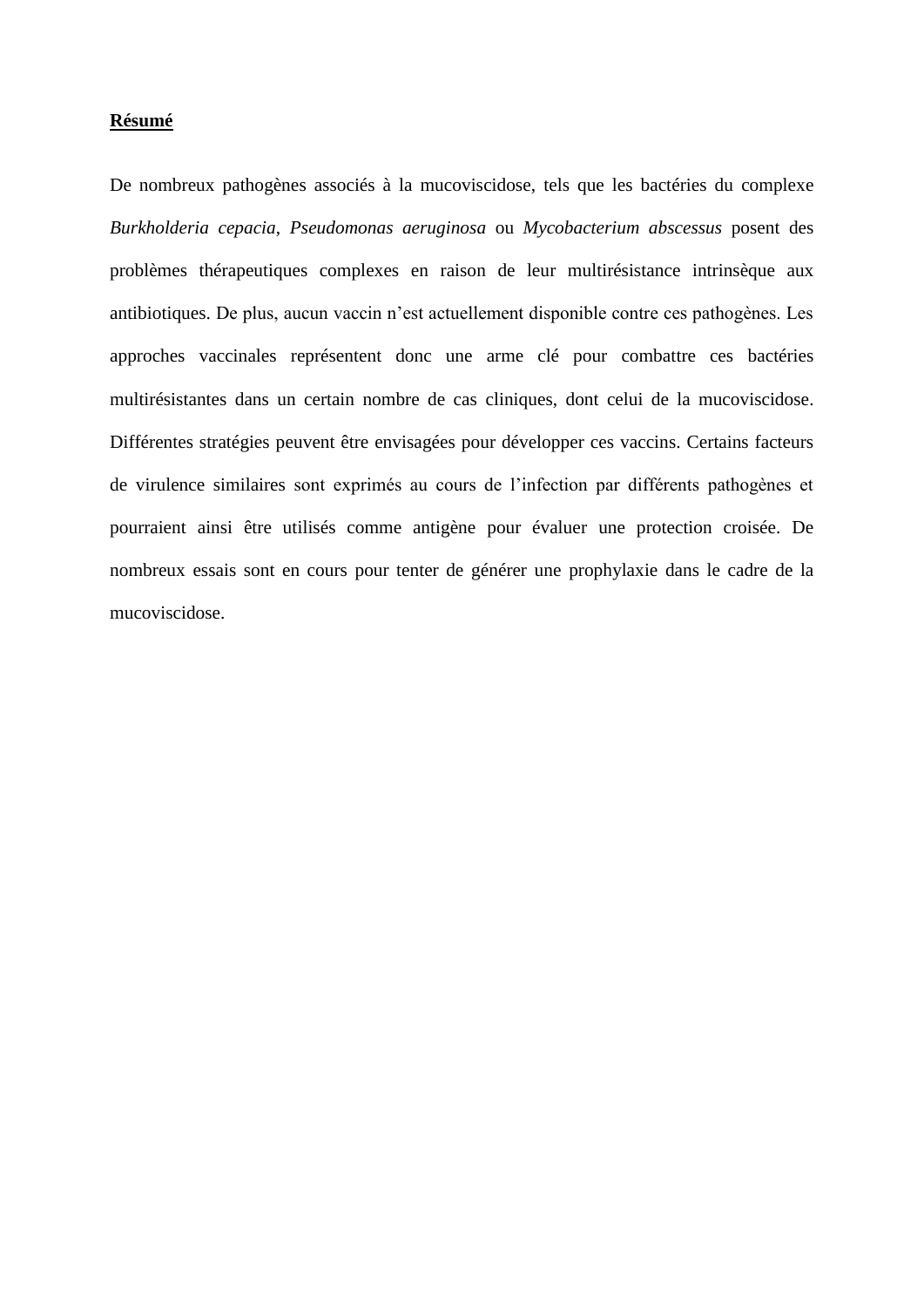**Résumé**

De nombreux pathogènes associés à la mucoviscidose, tels que les bactéries du complexe *Burkholderia cepacia*, *Pseudomonas aeruginosa* ou *Mycobacterium abscessus* posent des problèmes thérapeutiques complexes en raison de leur multirésistance intrinsèque aux antibiotiques. De plus, aucun vaccin n'est actuellement disponible contre ces pathogènes. Les approches vaccinales représentent donc une arme clé pour combattre ces bactéries multirésistantes dans un certain nombre de cas cliniques, dont celui de la mucoviscidose. Différentes stratégies peuvent être envisagées pour développer ces vaccins. Certains facteurs de virulence similaires sont exprimés au cours de l'infection par différents pathogènes et pourraient ainsi être utilisés comme antigène pour évaluer une protection croisée. De nombreux essais sont en cours pour tenter de générer une prophylaxie dans le cadre de la mucoviscidose.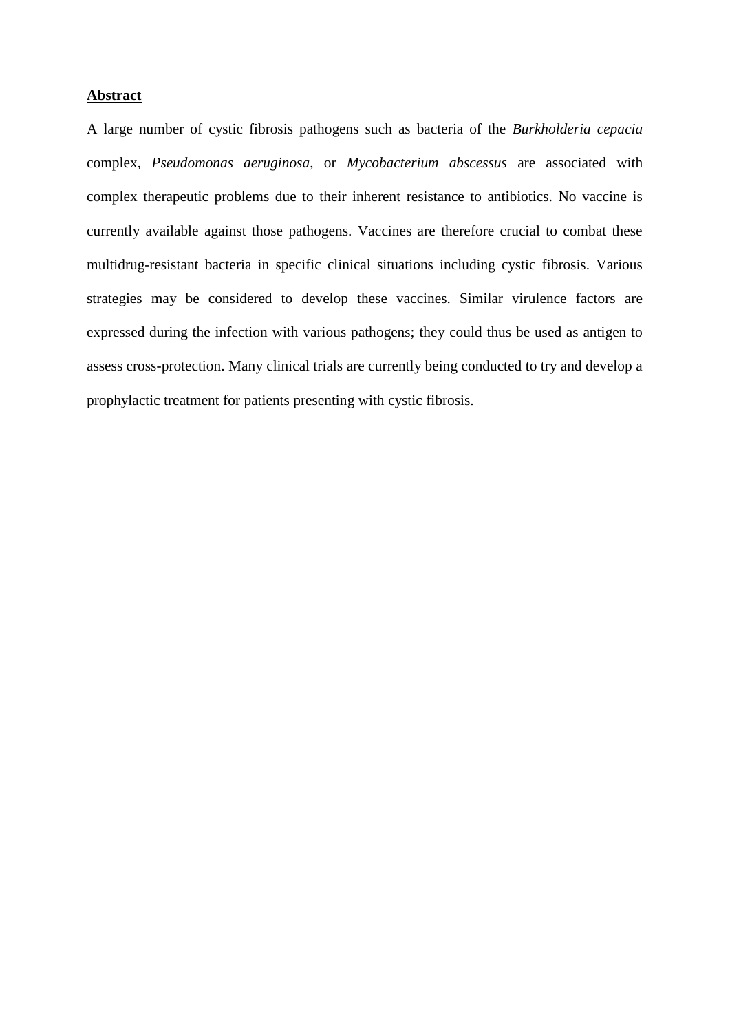## Abstract

A large number of cystic fibrosis pathogens such as bacteria of the *Burkholderia cepacia* complex, *Pseudomonas aeruginosa*, or *Mycobacterium abscessus* are associated with complex therapeutic problems due to their inherent resistance to antibiotics. No vaccine is currently available against those pathogens. Vaccines are therefore crucial to combat these multidrug-resistant bacteria in specific clinical situations including cystic fibrosis. Various strategies may be considered to develop these vaccines. Similar virulence factors are expressed during the infection with various pathogens; they could thus be used as antigen to assess cross-protection. Many clinical trials are currently being conducted to try and develop a prophylactic treatment for patients presenting with cystic fibrosis.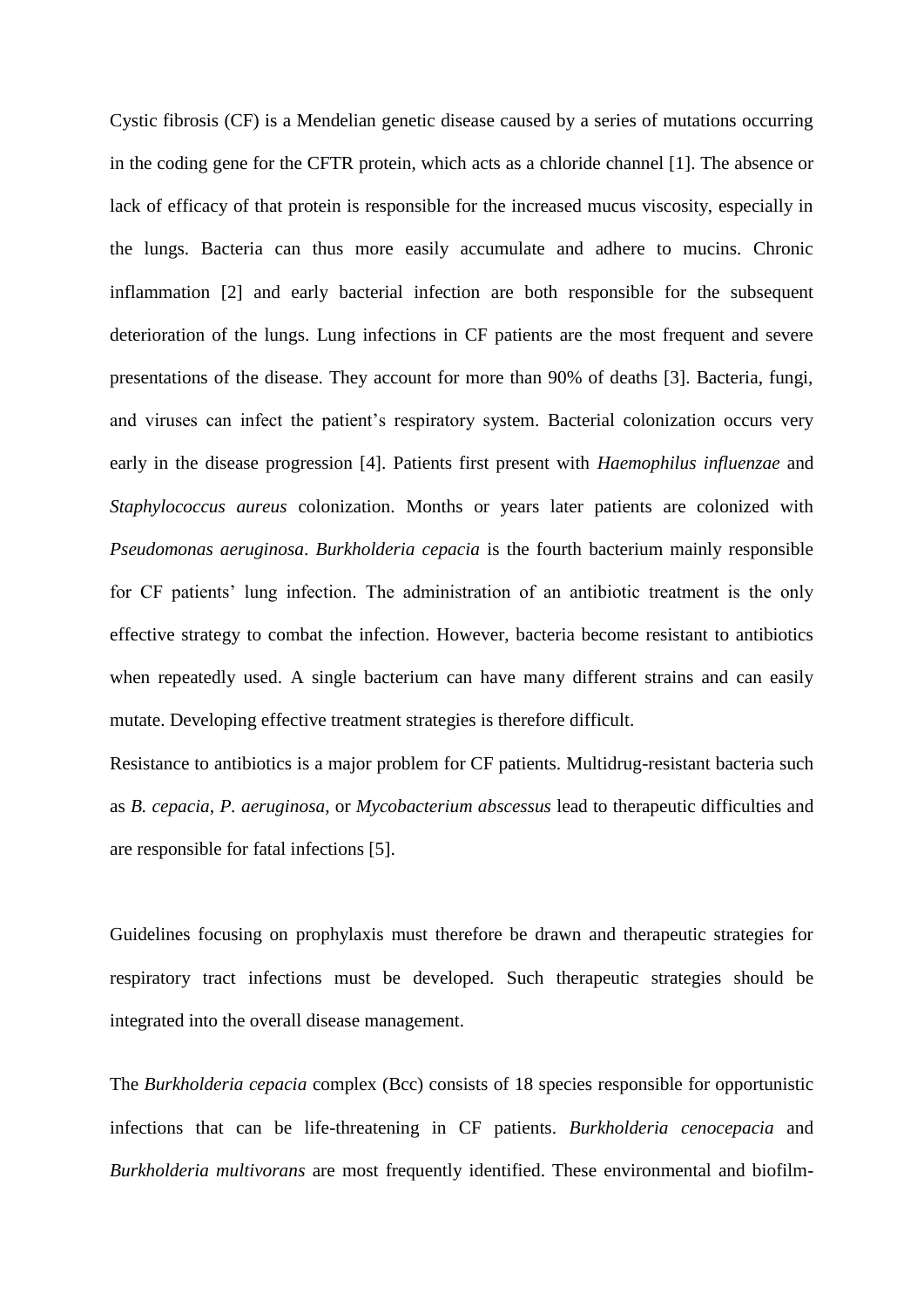Cystic fibrosis (CF) is a Mendelian genetic disease caused by a series of mutations occurring in the coding gene for the CFTR protein, which acts as a chloride channel [1]. The absence or lack of efficacy of that protein is responsible for the increased mucus viscosity, especially in the lungs. Bacteria can thus more easily accumulate and adhere to mucins. Chronic inflammation [2] and early bacterial infection are both responsible for the subsequent deterioration of the lungs. Lung infections in CF patients are the most frequent and severe presentations of the disease. They account for more than 90% of deaths [3]. Bacteria, fungi, and viruses can infect the patient's respiratory system. Bacterial colonization occurs very early in the disease progression [4]. Patients first present with *Haemophilus influenzae* and *Staphylococcus aureus* colonization. Months or years later patients are colonized with *Pseudomonas aeruginosa*. *Burkholderia cepacia* is the fourth bacterium mainly responsible for CF patients' lung infection. The administration of an antibiotic treatment is the only effective strategy to combat the infection. However, bacteria become resistant to antibiotics when repeatedly used. A single bacterium can have many different strains and can easily mutate. Developing effective treatment strategies is therefore difficult.

Resistance to antibiotics is a major problem for CF patients. Multidrug-resistant bacteria such as *B. cepacia*, *P. aeruginosa,* or *Mycobacterium abscessus* lead to therapeutic difficulties and are responsible for fatal infections [5].

Guidelines focusing on prophylaxis must therefore be drawn and therapeutic strategies for respiratory tract infections must be developed. Such therapeutic strategies should be integrated into the overall disease management.

The *Burkholderia cepacia* complex (Bcc) consists of 18 species responsible for opportunistic infections that can be life-threatening in CF patients. *Burkholderia cenocepacia* and *Burkholderia multivorans* are most frequently identified. These environmental and biofilm-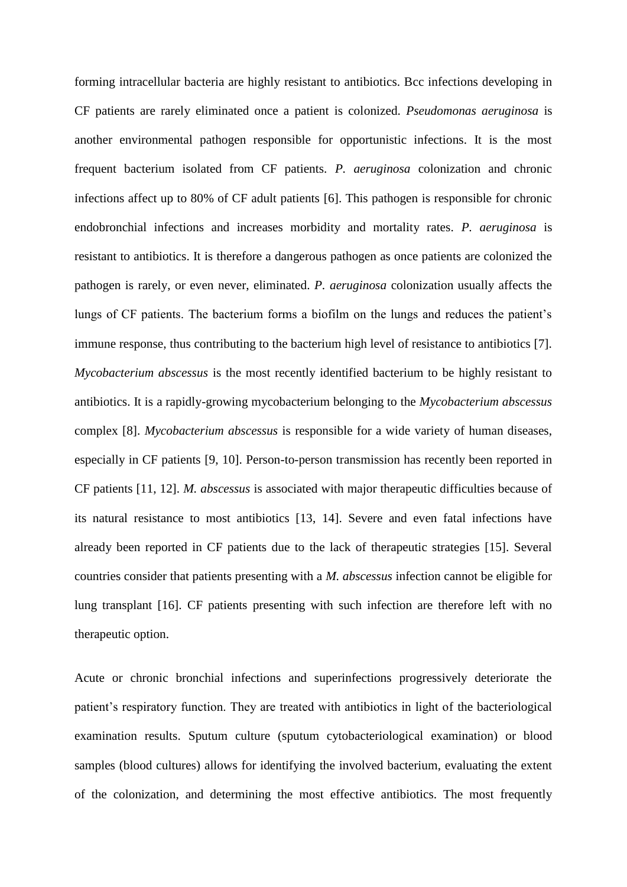forming intracellular bacteria are highly resistant to antibiotics. Bcc infections developing in CF patients are rarely eliminated once a patient is colonized. *Pseudomonas aeruginosa* is another environmental pathogen responsible for opportunistic infections. It is the most frequent bacterium isolated from CF patients. *P. aeruginosa* colonization and chronic infections affect up to 80% of CF adult patients [6]. This pathogen is responsible for chronic endobronchial infections and increases morbidity and mortality rates. *P. aeruginosa* is resistant to antibiotics. It is therefore a dangerous pathogen as once patients are colonized the pathogen is rarely, or even never, eliminated. *P. aeruginosa* colonization usually affects the lungs of CF patients. The bacterium forms a biofilm on the lungs and reduces the patient's immune response, thus contributing to the bacterium high level of resistance to antibiotics [7]. *Mycobacterium abscessus* is the most recently identified bacterium to be highly resistant to antibiotics. It is a rapidly-growing mycobacterium belonging to the *Mycobacterium abscessus* complex [8]. *Mycobacterium abscessus* is responsible for a wide variety of human diseases, especially in CF patients [9, 10]. Person-to-person transmission has recently been reported in CF patients [11, 12]. *M. abscessus* is associated with major therapeutic difficulties because of its natural resistance to most antibiotics [13, 14]. Severe and even fatal infections have already been reported in CF patients due to the lack of therapeutic strategies [15]. Several countries consider that patients presenting with a *M. abscessus* infection cannot be eligible for lung transplant [16]. CF patients presenting with such infection are therefore left with no therapeutic option.

Acute or chronic bronchial infections and superinfections progressively deteriorate the patient's respiratory function. They are treated with antibiotics in light of the bacteriological examination results. Sputum culture (sputum cytobacteriological examination) or blood samples (blood cultures) allows for identifying the involved bacterium, evaluating the extent of the colonization, and determining the most effective antibiotics. The most frequently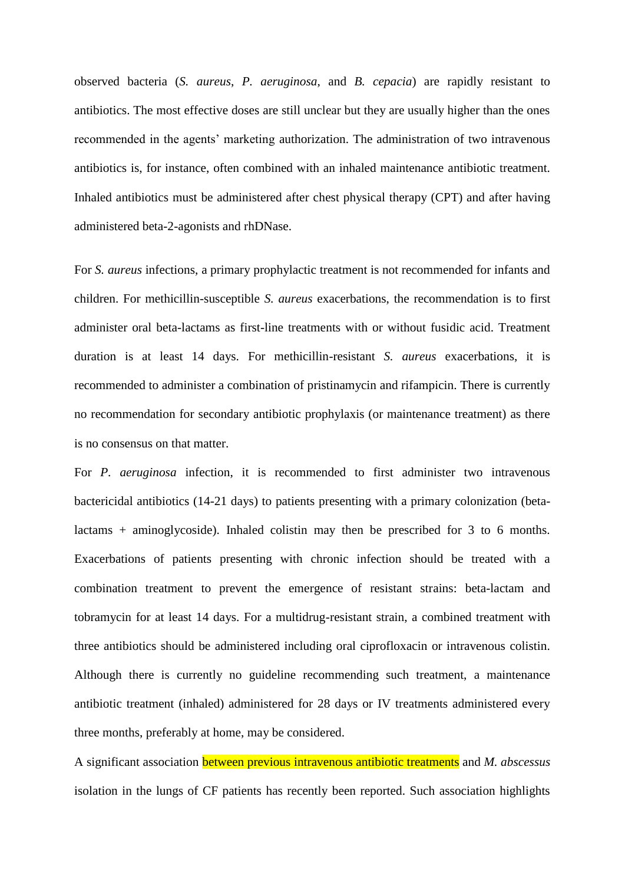observed bacteria (*S. aureus*, *P. aeruginosa*, and *B. cepacia*) are rapidly resistant to antibiotics. The most effective doses are still unclear but they are usually higher than the ones recommended in the agents' marketing authorization. The administration of two intravenous antibiotics is, for instance, often combined with an inhaled maintenance antibiotic treatment. Inhaled antibiotics must be administered after chest physical therapy (CPT) and after having administered beta-2-agonists and rhDNase.

For *S. aureus* infections, a primary prophylactic treatment is not recommended for infants and children. For methicillin-susceptible *S. aureus* exacerbations, the recommendation is to first administer oral beta-lactams as first-line treatments with or without fusidic acid. Treatment duration is at least 14 days. For methicillin-resistant *S. aureus* exacerbations, it is recommended to administer a combination of pristinamycin and rifampicin. There is currently no recommendation for secondary antibiotic prophylaxis (or maintenance treatment) as there is no consensus on that matter.

For *P. aeruginosa* infection, it is recommended to first administer two intravenous bactericidal antibiotics (14-21 days) to patients presenting with a primary colonization (beta-lactams + aminoglycoside). Inhaled colistin may then be prescribed for 3 to 6 months. Exacerbations of patients presenting with chronic infection should be treated with a combination treatment to prevent the emergence of resistant strains: beta-lactam and tobramycin for at least 14 days. For a multidrug-resistant strain, a combined treatment with three antibiotics should be administered including oral ciprofloxacin or intravenous colistin. Although there is currently no guideline recommending such treatment, a maintenance antibiotic treatment (inhaled) administered for 28 days or IV treatments administered every three months, preferably at home, may be considered.

A significant association between previous intravenous antibiotic treatments and *M. abscessus* isolation in the lungs of CF patients has recently been reported. Such association highlights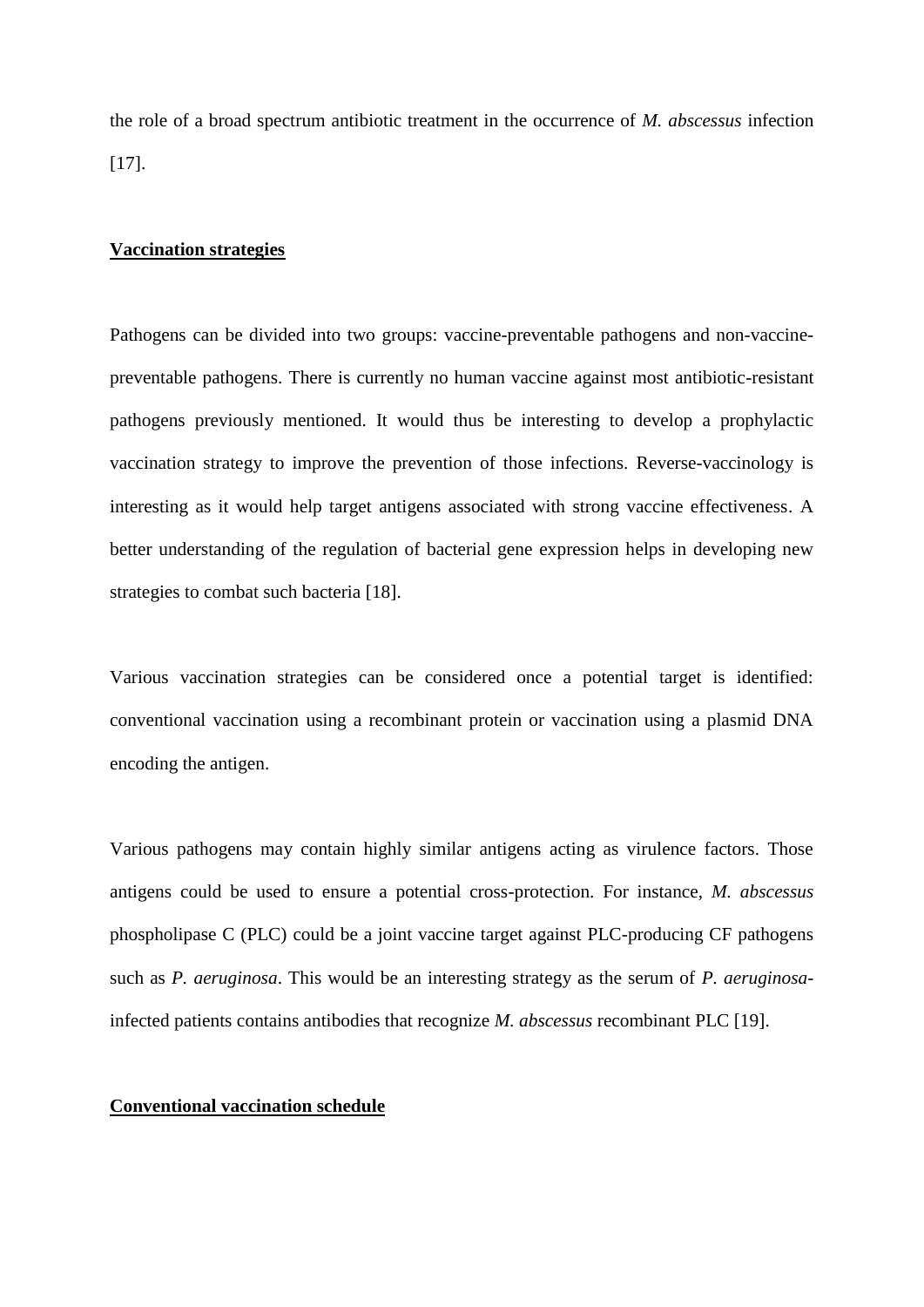the role of a broad spectrum antibiotic treatment in the occurrence of *M. abscessus* infection [17].

## Vaccination strategies

Pathogens can be divided into two groups: vaccine-preventable pathogens and non-vaccine-preventable pathogens. There is currently no human vaccine against most antibiotic-resistant pathogens previously mentioned. It would thus be interesting to develop a prophylactic vaccination strategy to improve the prevention of those infections. Reverse-vaccinology is interesting as it would help target antigens associated with strong vaccine effectiveness. A better understanding of the regulation of bacterial gene expression helps in developing new strategies to combat such bacteria [18].

Various vaccination strategies can be considered once a potential target is identified: conventional vaccination using a recombinant protein or vaccination using a plasmid DNA encoding the antigen.

Various pathogens may contain highly similar antigens acting as virulence factors. Those antigens could be used to ensure a potential cross-protection. For instance, *M. abscessus* phospholipase C (PLC) could be a joint vaccine target against PLC-producing CF pathogens such as *P. aeruginosa*. This would be an interesting strategy as the serum of *P. aeruginosa*-infected patients contains antibodies that recognize *M. abscessus* recombinant PLC [19].

## Conventional vaccination schedule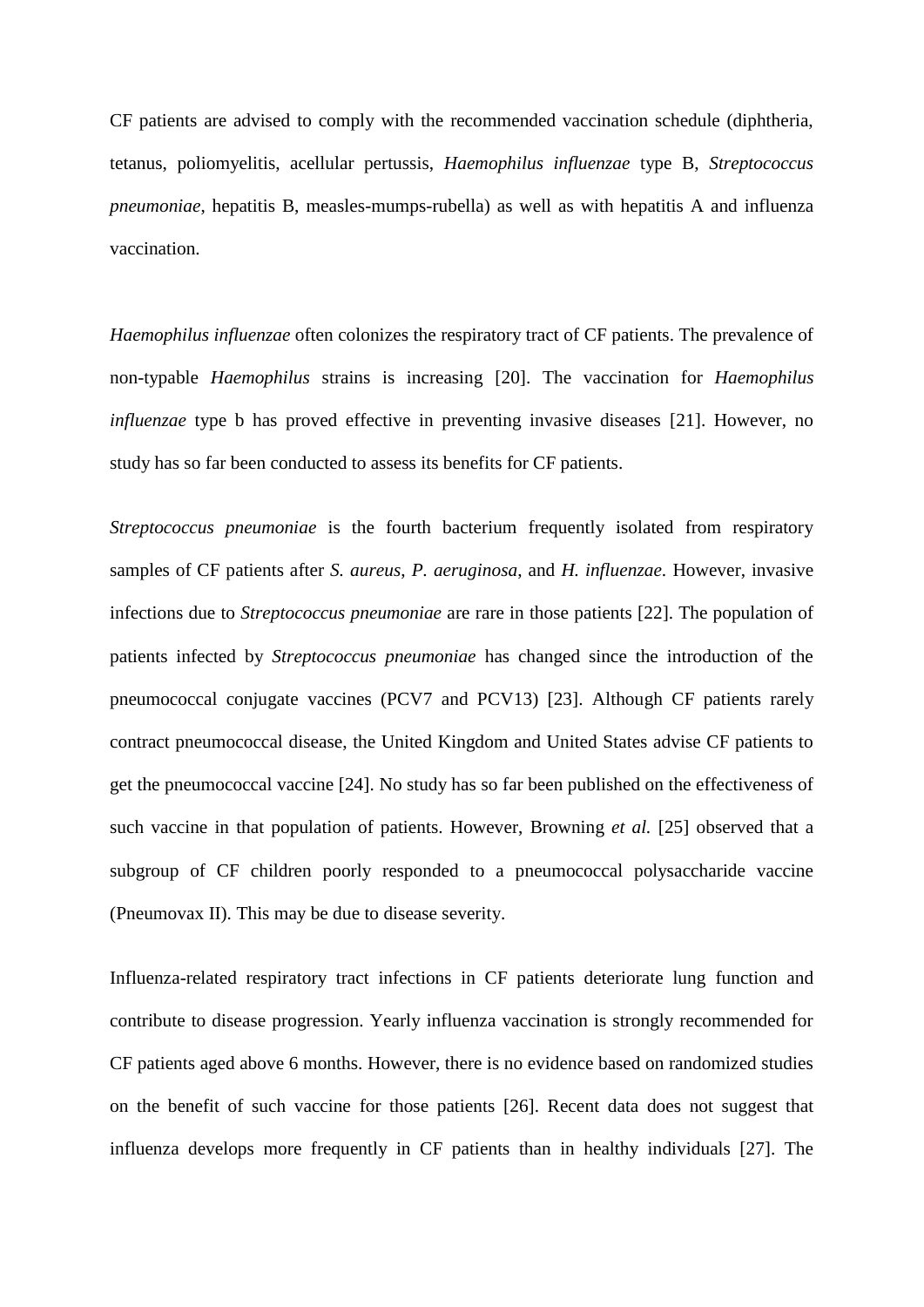CF patients are advised to comply with the recommended vaccination schedule (diphtheria, tetanus, poliomyelitis, acellular pertussis, *Haemophilus influenzae* type B, *Streptococcus pneumoniae*, hepatitis B, measles-mumps-rubella) as well as with hepatitis A and influenza vaccination.

*Haemophilus influenzae* often colonizes the respiratory tract of CF patients. The prevalence of non-typable *Haemophilus* strains is increasing [20]. The vaccination for *Haemophilus influenzae* type b has proved effective in preventing invasive diseases [21]. However, no study has so far been conducted to assess its benefits for CF patients.

*Streptococcus pneumoniae* is the fourth bacterium frequently isolated from respiratory samples of CF patients after *S. aureus*, *P. aeruginosa*, and *H. influenzae*. However, invasive infections due to *Streptococcus pneumoniae* are rare in those patients [22]. The population of patients infected by *Streptococcus pneumoniae* has changed since the introduction of the pneumococcal conjugate vaccines (PCV7 and PCV13) [23]. Although CF patients rarely contract pneumococcal disease, the United Kingdom and United States advise CF patients to get the pneumococcal vaccine [24]. No study has so far been published on the effectiveness of such vaccine in that population of patients. However, Browning *et al.* [25] observed that a subgroup of CF children poorly responded to a pneumococcal polysaccharide vaccine (Pneumovax II). This may be due to disease severity.

Influenza-related respiratory tract infections in CF patients deteriorate lung function and contribute to disease progression. Yearly influenza vaccination is strongly recommended for CF patients aged above 6 months. However, there is no evidence based on randomized studies on the benefit of such vaccine for those patients [26]. Recent data does not suggest that influenza develops more frequently in CF patients than in healthy individuals [27]. The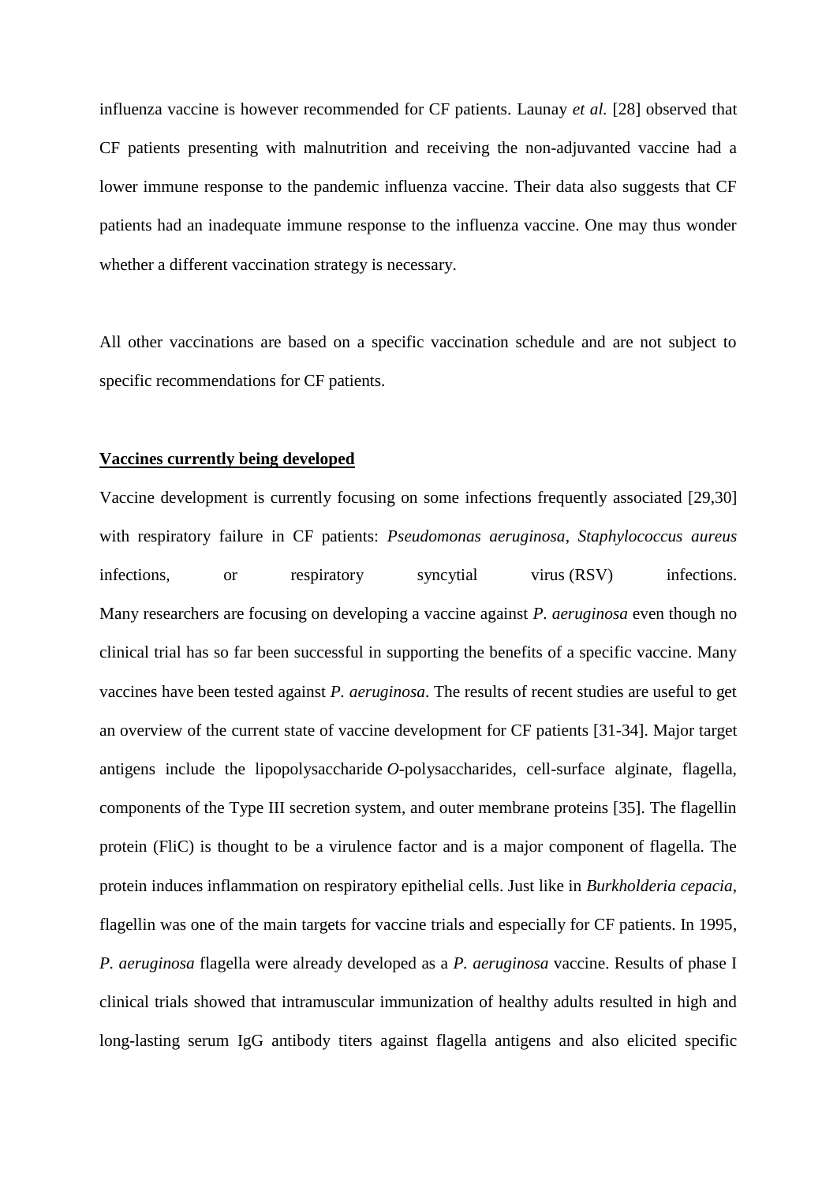influenza vaccine is however recommended for CF patients. Launay *et al.* [28] observed that CF patients presenting with malnutrition and receiving the non-adjuvanted vaccine had a lower immune response to the pandemic influenza vaccine. Their data also suggests that CF patients had an inadequate immune response to the influenza vaccine. One may thus wonder whether a different vaccination strategy is necessary.

All other vaccinations are based on a specific vaccination schedule and are not subject to specific recommendations for CF patients.

## Vaccines currently being developed

Vaccine development is currently focusing on some infections frequently associated [29,30] with respiratory failure in CF patients: *Pseudomonas aeruginosa*, *Staphylococcus aureus* infections, or respiratory syncytial virus (RSV) infections.
Many researchers are focusing on developing a vaccine against *P. aeruginosa* even though no clinical trial has so far been successful in supporting the benefits of a specific vaccine. Many vaccines have been tested against *P. aeruginosa*. The results of recent studies are useful to get an overview of the current state of vaccine development for CF patients [31-34]. Major target antigens include the lipopolysaccharide *O*-polysaccharides, cell-surface alginate, flagella, components of the Type III secretion system, and outer membrane proteins [35]. The flagellin protein (FliC) is thought to be a virulence factor and is a major component of flagella. The protein induces inflammation on respiratory epithelial cells. Just like in *Burkholderia cepacia*, flagellin was one of the main targets for vaccine trials and especially for CF patients. In 1995, *P. aeruginosa* flagella were already developed as a *P. aeruginosa* vaccine. Results of phase I clinical trials showed that intramuscular immunization of healthy adults resulted in high and long-lasting serum IgG antibody titers against flagella antigens and also elicited specific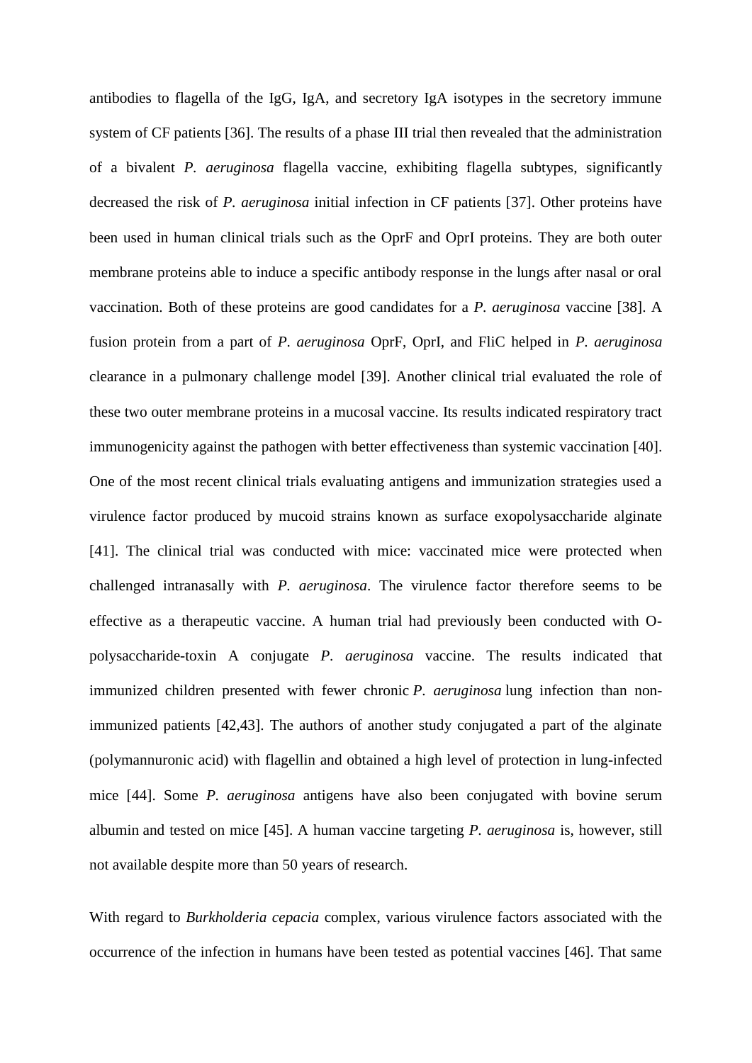antibodies to flagella of the IgG, IgA, and secretory IgA isotypes in the secretory immune system of CF patients [36]. The results of a phase III trial then revealed that the administration of a bivalent *P. aeruginosa* flagella vaccine, exhibiting flagella subtypes, significantly decreased the risk of *P. aeruginosa* initial infection in CF patients [37]. Other proteins have been used in human clinical trials such as the OprF and OprI proteins. They are both outer membrane proteins able to induce a specific antibody response in the lungs after nasal or oral vaccination. Both of these proteins are good candidates for a *P. aeruginosa* vaccine [38]. A fusion protein from a part of *P. aeruginosa* OprF, OprI, and FliC helped in *P. aeruginosa* clearance in a pulmonary challenge model [39]. Another clinical trial evaluated the role of these two outer membrane proteins in a mucosal vaccine. Its results indicated respiratory tract immunogenicity against the pathogen with better effectiveness than systemic vaccination [40]. One of the most recent clinical trials evaluating antigens and immunization strategies used a virulence factor produced by mucoid strains known as surface exopolysaccharide alginate [41]. The clinical trial was conducted with mice: vaccinated mice were protected when challenged intranasally with *P. aeruginosa*. The virulence factor therefore seems to be effective as a therapeutic vaccine. A human trial had previously been conducted with O-polysaccharide-toxin A conjugate *P. aeruginosa* vaccine. The results indicated that immunized children presented with fewer chronic *P. aeruginosa* lung infection than non-immunized patients [42,43]. The authors of another study conjugated a part of the alginate (polymannuronic acid) with flagellin and obtained a high level of protection in lung-infected mice [44]. Some *P. aeruginosa* antigens have also been conjugated with bovine serum albumin and tested on mice [45]. A human vaccine targeting *P. aeruginosa* is, however, still not available despite more than 50 years of research.

With regard to *Burkholderia cepacia* complex, various virulence factors associated with the occurrence of the infection in humans have been tested as potential vaccines [46]. That same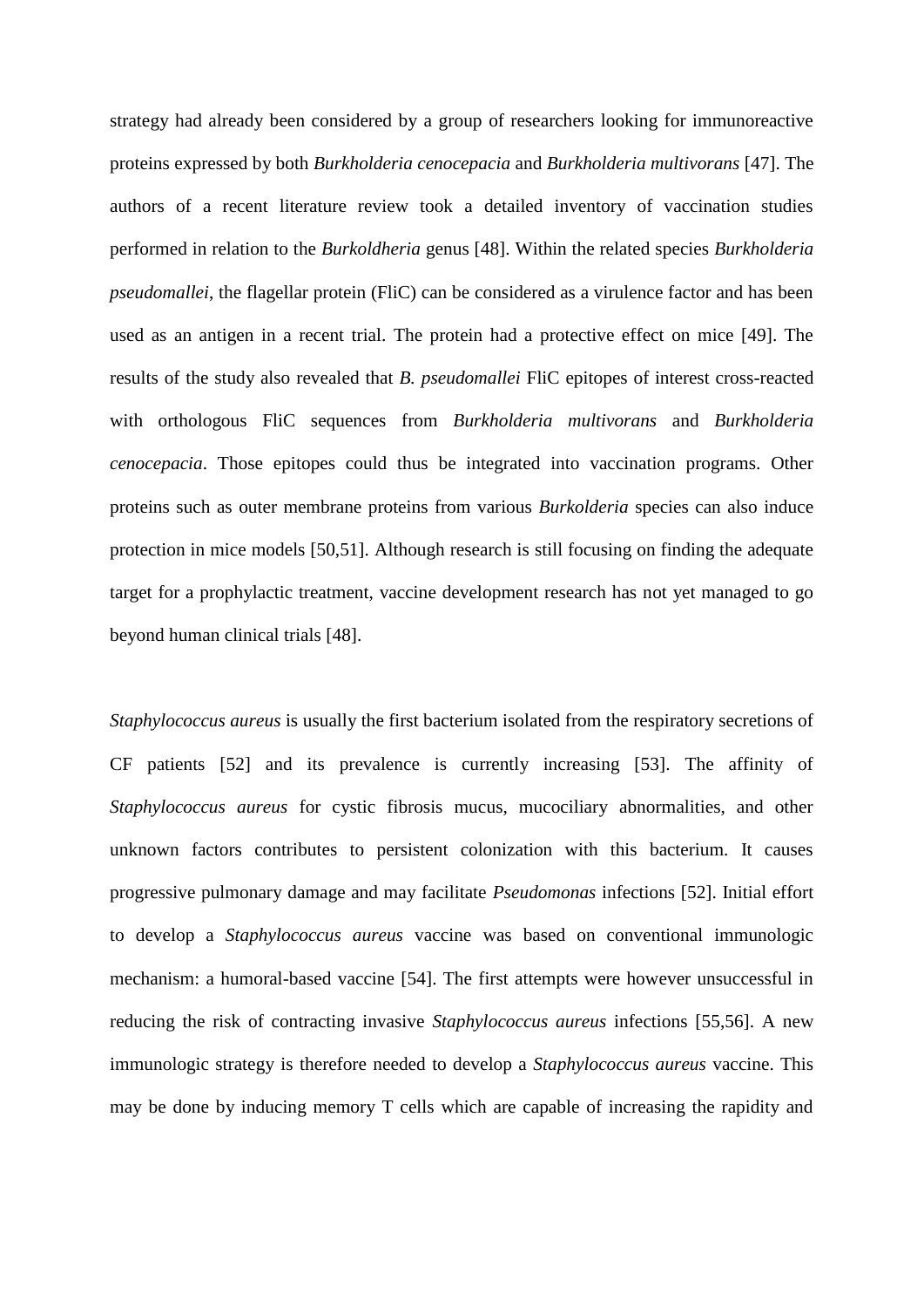strategy had already been considered by a group of researchers looking for immunoreactive proteins expressed by both *Burkholderia cenocepacia* and *Burkholderia multivorans* [47]. The authors of a recent literature review took a detailed inventory of vaccination studies performed in relation to the *Burkoldheria* genus [48]. Within the related species *Burkholderia pseudomallei*, the flagellar protein (FliC) can be considered as a virulence factor and has been used as an antigen in a recent trial. The protein had a protective effect on mice [49]. The results of the study also revealed that *B. pseudomallei* FliC epitopes of interest cross-reacted with orthologous FliC sequences from *Burkholderia multivorans* and *Burkholderia cenocepacia*. Those epitopes could thus be integrated into vaccination programs. Other proteins such as outer membrane proteins from various *Burkolderia* species can also induce protection in mice models [50,51]. Although research is still focusing on finding the adequate target for a prophylactic treatment, vaccine development research has not yet managed to go beyond human clinical trials [48].

*Staphylococcus aureus* is usually the first bacterium isolated from the respiratory secretions of CF patients [52] and its prevalence is currently increasing [53]. The affinity of *Staphylococcus aureus* for cystic fibrosis mucus, mucociliary abnormalities, and other unknown factors contributes to persistent colonization with this bacterium. It causes progressive pulmonary damage and may facilitate *Pseudomonas* infections [52]. Initial effort to develop a *Staphylococcus aureus* vaccine was based on conventional immunologic mechanism: a humoral-based vaccine [54]. The first attempts were however unsuccessful in reducing the risk of contracting invasive *Staphylococcus aureus* infections [55,56]. A new immunologic strategy is therefore needed to develop a *Staphylococcus aureus* vaccine. This may be done by inducing memory T cells which are capable of increasing the rapidity and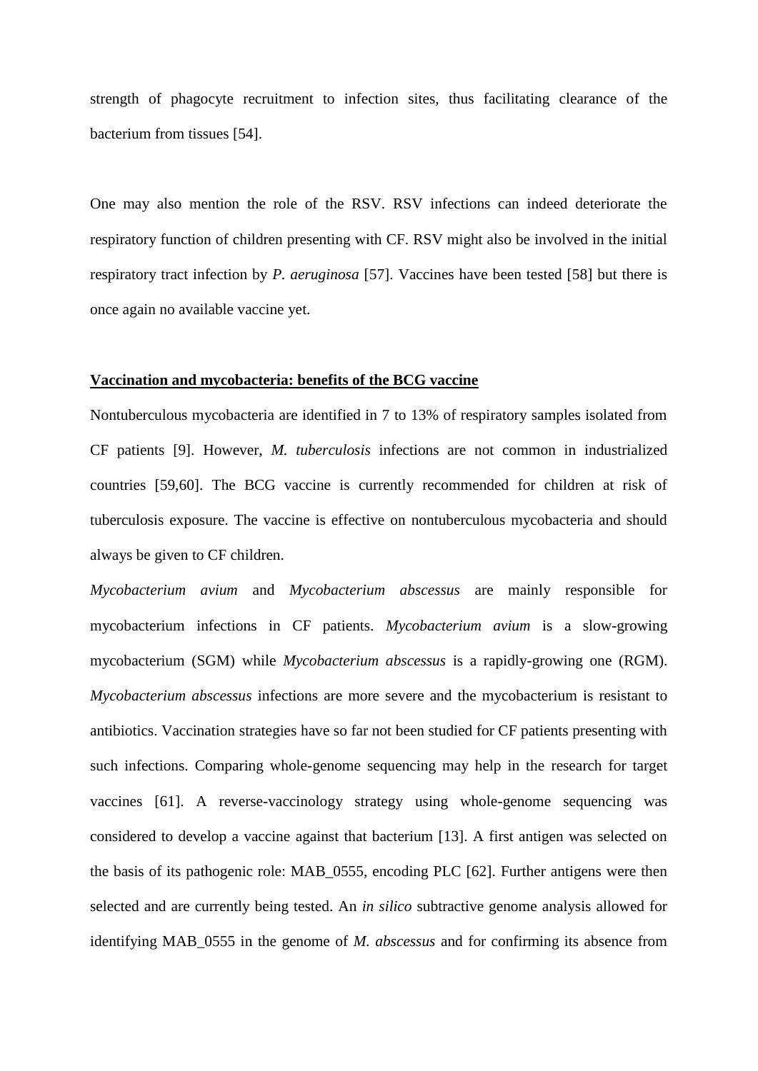strength of phagocyte recruitment to infection sites, thus facilitating clearance of the bacterium from tissues [54].

One may also mention the role of the RSV. RSV infections can indeed deteriorate the respiratory function of children presenting with CF. RSV might also be involved in the initial respiratory tract infection by *P. aeruginosa* [57]. Vaccines have been tested [58] but there is once again no available vaccine yet.

## Vaccination and mycobacteria: benefits of the BCG vaccine

Nontuberculous mycobacteria are identified in 7 to 13% of respiratory samples isolated from CF patients [9]. However, *M. tuberculosis* infections are not common in industrialized countries [59,60]. The BCG vaccine is currently recommended for children at risk of tuberculosis exposure. The vaccine is effective on nontuberculous mycobacteria and should always be given to CF children.

*Mycobacterium avium* and *Mycobacterium abscessus* are mainly responsible for mycobacterium infections in CF patients. *Mycobacterium avium* is a slow-growing mycobacterium (SGM) while *Mycobacterium abscessus* is a rapidly-growing one (RGM). *Mycobacterium abscessus* infections are more severe and the mycobacterium is resistant to antibiotics. Vaccination strategies have so far not been studied for CF patients presenting with such infections. Comparing whole-genome sequencing may help in the research for target vaccines [61]. A reverse-vaccinology strategy using whole-genome sequencing was considered to develop a vaccine against that bacterium [13]. A first antigen was selected on the basis of its pathogenic role: MAB_0555, encoding PLC [62]. Further antigens were then selected and are currently being tested. An *in silico* subtractive genome analysis allowed for identifying MAB_0555 in the genome of *M. abscessus* and for confirming its absence from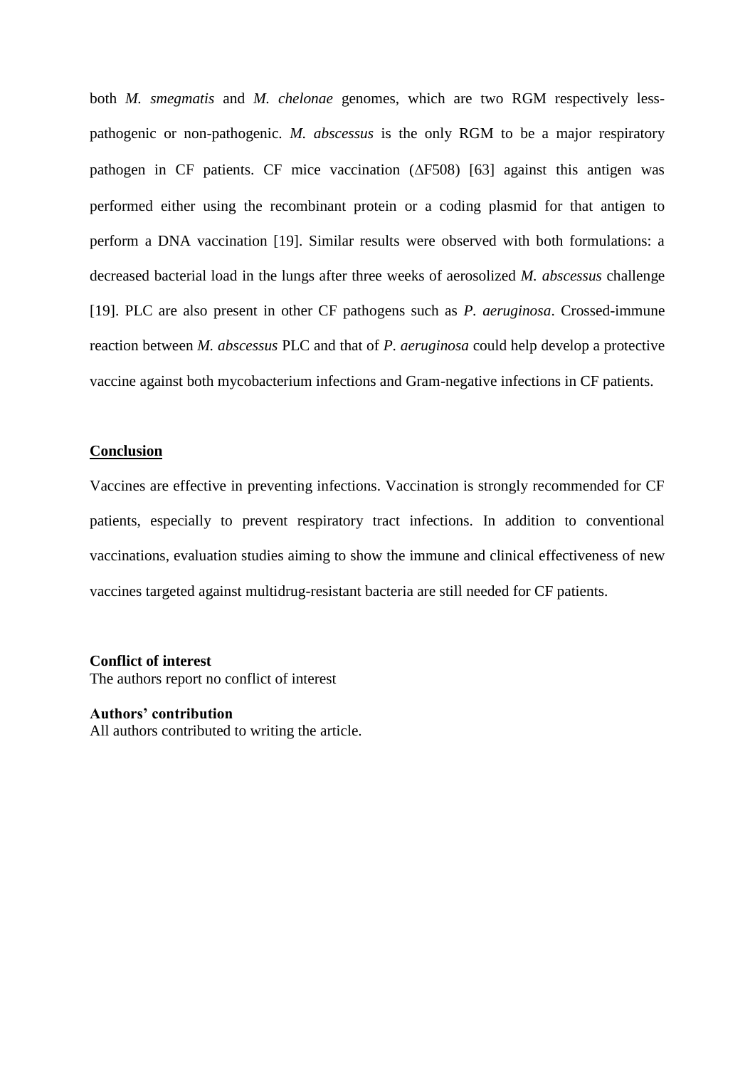both *M. smegmatis* and *M. chelonae* genomes, which are two RGM respectively less-pathogenic or non-pathogenic. *M. abscessus* is the only RGM to be a major respiratory pathogen in CF patients. CF mice vaccination (ΔF508) [63] against this antigen was performed either using the recombinant protein or a coding plasmid for that antigen to perform a DNA vaccination [19]. Similar results were observed with both formulations: a decreased bacterial load in the lungs after three weeks of aerosolized *M. abscessus* challenge [19]. PLC are also present in other CF pathogens such as *P. aeruginosa*. Crossed-immune reaction between *M. abscessus* PLC and that of *P. aeruginosa* could help develop a protective vaccine against both mycobacterium infections and Gram-negative infections in CF patients.

## Conclusion

Vaccines are effective in preventing infections. Vaccination is strongly recommended for CF patients, especially to prevent respiratory tract infections. In addition to conventional vaccinations, evaluation studies aiming to show the immune and clinical effectiveness of new vaccines targeted against multidrug-resistant bacteria are still needed for CF patients.

**Conflict of interest**

The authors report no conflict of interest

**Authors' contribution**

All authors contributed to writing the article.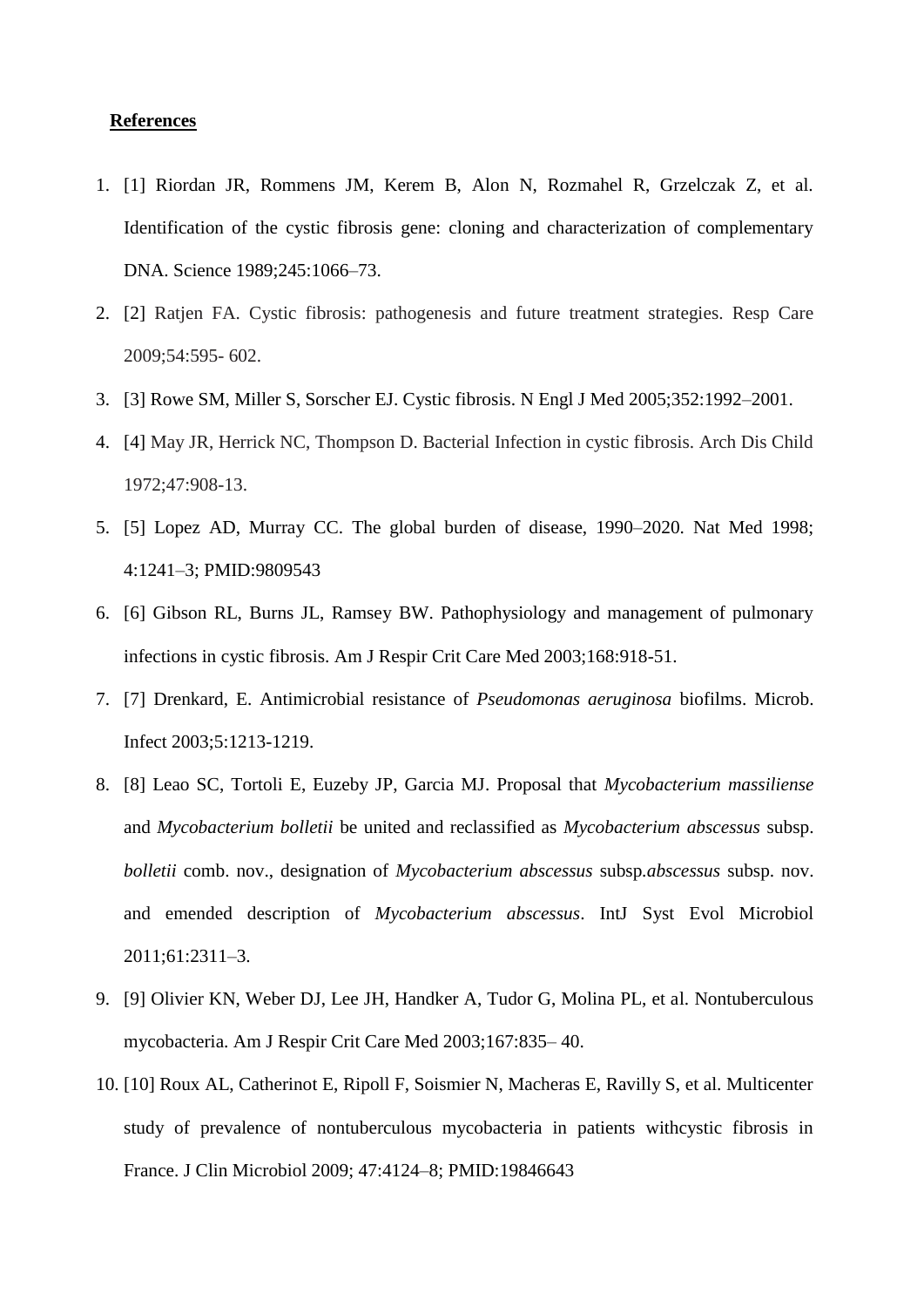**References**

1. [1] Riordan JR, Rommens JM, Kerem B, Alon N, Rozmahel R, Grzelczak Z, et al. Identification of the cystic fibrosis gene: cloning and characterization of complementary DNA. Science 1989;245:1066–73.
2. [2] Ratjen FA. Cystic fibrosis: pathogenesis and future treatment strategies. Resp Care 2009;54:595- 602.
3. [3] Rowe SM, Miller S, Sorscher EJ. Cystic fibrosis. N Engl J Med 2005;352:1992–2001.
4. [4] May JR, Herrick NC, Thompson D. Bacterial Infection in cystic fibrosis. Arch Dis Child 1972;47:908-13.
5. [5] Lopez AD, Murray CC. The global burden of disease, 1990–2020. Nat Med 1998; 4:1241–3; PMID:9809543
6. [6] Gibson RL, Burns JL, Ramsey BW. Pathophysiology and management of pulmonary infections in cystic fibrosis. Am J Respir Crit Care Med 2003;168:918-51.
7. [7] Drenkard, E. Antimicrobial resistance of *Pseudomonas aeruginosa* biofilms. Microb. Infect 2003;5:1213-1219.
8. [8] Leao SC, Tortoli E, Euzeby JP, Garcia MJ. Proposal that *Mycobacterium massiliense* and *Mycobacterium bolletii* be united and reclassified as *Mycobacterium abscessus* subsp. *bolletii* comb. nov., designation of *Mycobacterium abscessus* subsp.*abscessus* subsp. nov. and emended description of *Mycobacterium abscessus*. IntJ Syst Evol Microbiol 2011;61:2311–3.
9. [9] Olivier KN, Weber DJ, Lee JH, Handker A, Tudor G, Molina PL, et al. Nontuberculous mycobacteria. Am J Respir Crit Care Med 2003;167:835– 40.
10. [10] Roux AL, Catherinot E, Ripoll F, Soismier N, Macheras E, Ravilly S, et al. Multicenter study of prevalence of nontuberculous mycobacteria in patients withcystic fibrosis in France. J Clin Microbiol 2009; 47:4124–8; PMID:19846643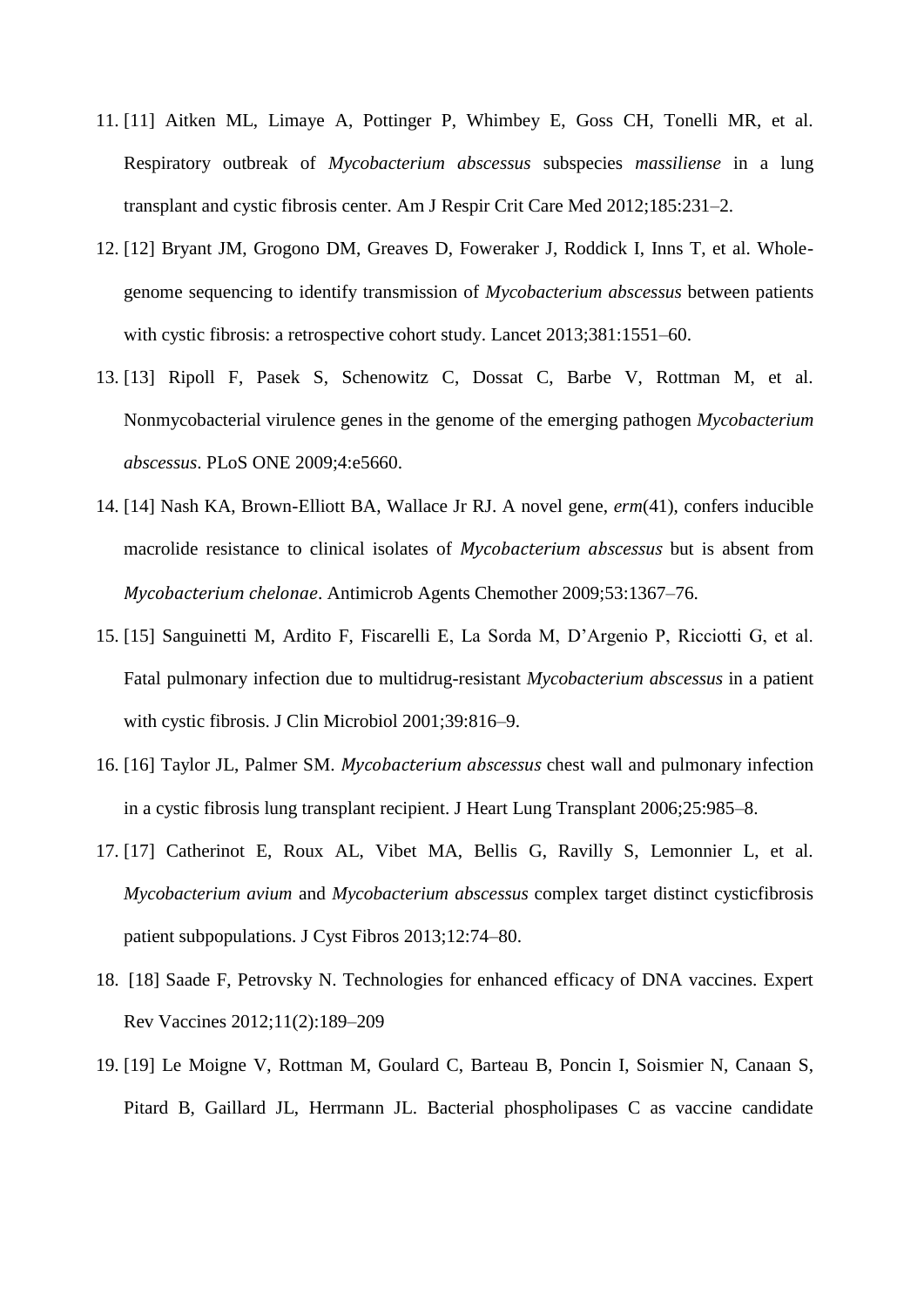11. [11] Aitken ML, Limaye A, Pottinger P, Whimbey E, Goss CH, Tonelli MR, et al. Respiratory outbreak of *Mycobacterium abscessus* subspecies *massiliense* in a lung transplant and cystic fibrosis center. Am J Respir Crit Care Med 2012;185:231–2.
12. [12] Bryant JM, Grogono DM, Greaves D, Foweraker J, Roddick I, Inns T, et al. Whole-genome sequencing to identify transmission of *Mycobacterium abscessus* between patients with cystic fibrosis: a retrospective cohort study. Lancet 2013;381:1551–60.
13. [13] Ripoll F, Pasek S, Schenowitz C, Dossat C, Barbe V, Rottman M, et al. Nonmycobacterial virulence genes in the genome of the emerging pathogen *Mycobacterium abscessus*. PLoS ONE 2009;4:e5660.
14. [14] Nash KA, Brown-Elliott BA, Wallace Jr RJ. A novel gene, *erm*(41), confers inducible macrolide resistance to clinical isolates of *Mycobacterium abscessus* but is absent from *Mycobacterium chelonae*. Antimicrob Agents Chemother 2009;53:1367–76.
15. [15] Sanguinetti M, Ardito F, Fiscarelli E, La Sorda M, D'Argenio P, Ricciotti G, et al. Fatal pulmonary infection due to multidrug-resistant *Mycobacterium abscessus* in a patient with cystic fibrosis. J Clin Microbiol 2001;39:816–9.
16. [16] Taylor JL, Palmer SM. *Mycobacterium abscessus* chest wall and pulmonary infection in a cystic fibrosis lung transplant recipient. J Heart Lung Transplant 2006;25:985–8.
17. [17] Catherinot E, Roux AL, Vibet MA, Bellis G, Ravilly S, Lemonnier L, et al. *Mycobacterium avium* and *Mycobacterium abscessus* complex target distinct cysticfibrosis patient subpopulations. J Cyst Fibros 2013;12:74–80.
18. [18] Saade F, Petrovsky N. Technologies for enhanced efficacy of DNA vaccines. Expert Rev Vaccines 2012;11(2):189–209
19. [19] Le Moigne V, Rottman M, Goulard C, Barteau B, Poncin I, Soismier N, Canaan S, Pitard B, Gaillard JL, Herrmann JL. Bacterial phospholipases C as vaccine candidate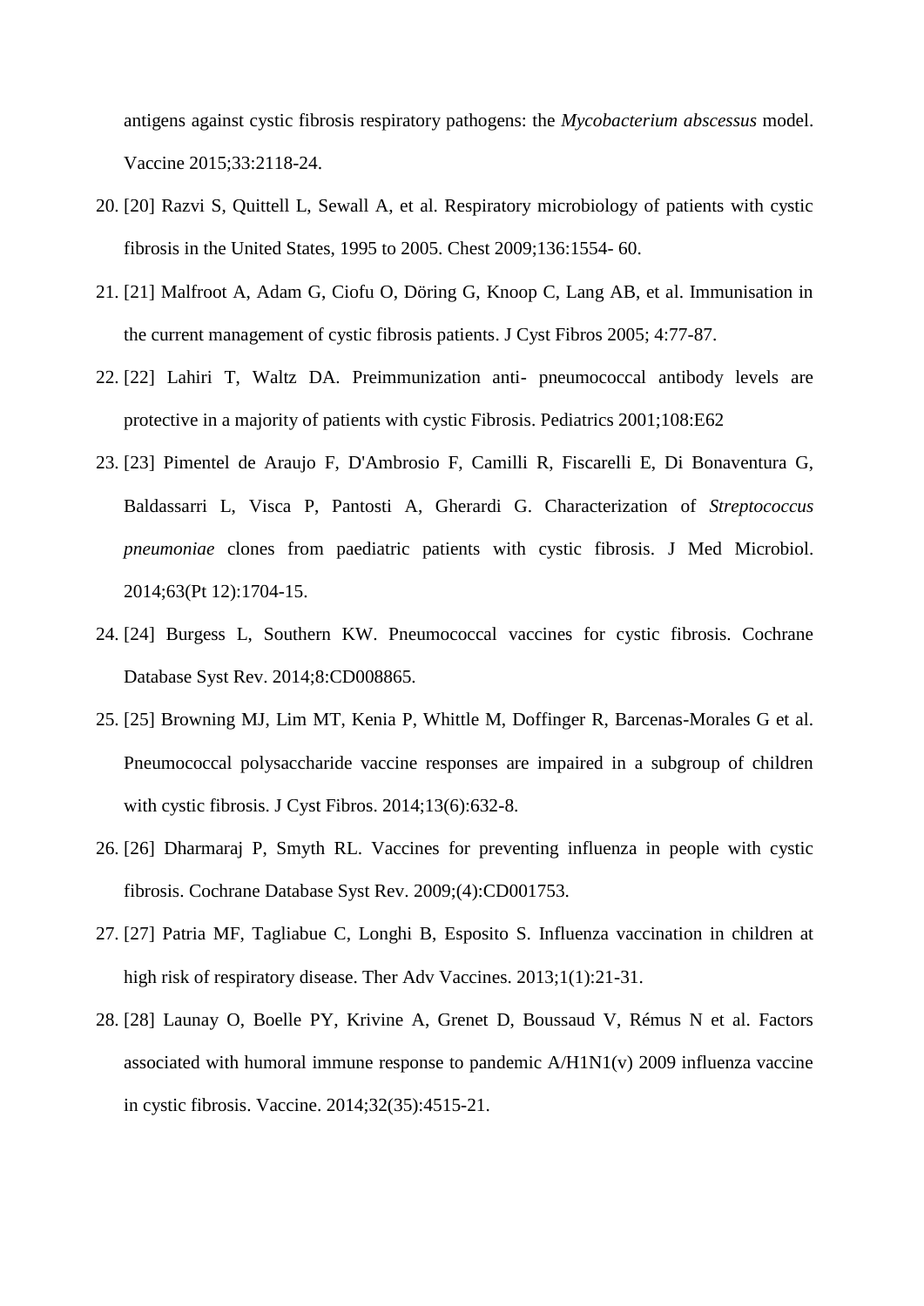antigens against cystic fibrosis respiratory pathogens: the *Mycobacterium abscessus* model. Vaccine 2015;33:2118-24.

20. [20] Razvi S, Quittell L, Sewall A, et al. Respiratory microbiology of patients with cystic fibrosis in the United States, 1995 to 2005. Chest 2009;136:1554- 60.
21. [21] Malfroot A, Adam G, Ciofu O, Döring G, Knoop C, Lang AB, et al. Immunisation in the current management of cystic fibrosis patients. J Cyst Fibros 2005; 4:77-87.
22. [22] Lahiri T, Waltz DA. Preimmunization anti- pneumococcal antibody levels are protective in a majority of patients with cystic Fibrosis. Pediatrics 2001;108:E62
23. [23] Pimentel de Araujo F, D'Ambrosio F, Camilli R, Fiscarelli E, Di Bonaventura G, Baldassarri L, Visca P, Pantosti A, Gherardi G. Characterization of *Streptococcus pneumoniae* clones from paediatric patients with cystic fibrosis. J Med Microbiol. 2014;63(Pt 12):1704-15.
24. [24] Burgess L, Southern KW. Pneumococcal vaccines for cystic fibrosis. Cochrane Database Syst Rev. 2014;8:CD008865.
25. [25] Browning MJ, Lim MT, Kenia P, Whittle M, Doffinger R, Barcenas-Morales G et al. Pneumococcal polysaccharide vaccine responses are impaired in a subgroup of children with cystic fibrosis. J Cyst Fibros. 2014;13(6):632-8.
26. [26] Dharmaraj P, Smyth RL. Vaccines for preventing influenza in people with cystic fibrosis. Cochrane Database Syst Rev. 2009;(4):CD001753.
27. [27] Patria MF, Tagliabue C, Longhi B, Esposito S. Influenza vaccination in children at high risk of respiratory disease. Ther Adv Vaccines. 2013;1(1):21-31.
28. [28] Launay O, Boelle PY, Krivine A, Grenet D, Boussaud V, Rémus N et al. Factors associated with humoral immune response to pandemic A/H1N1(v) 2009 influenza vaccine in cystic fibrosis. Vaccine. 2014;32(35):4515-21.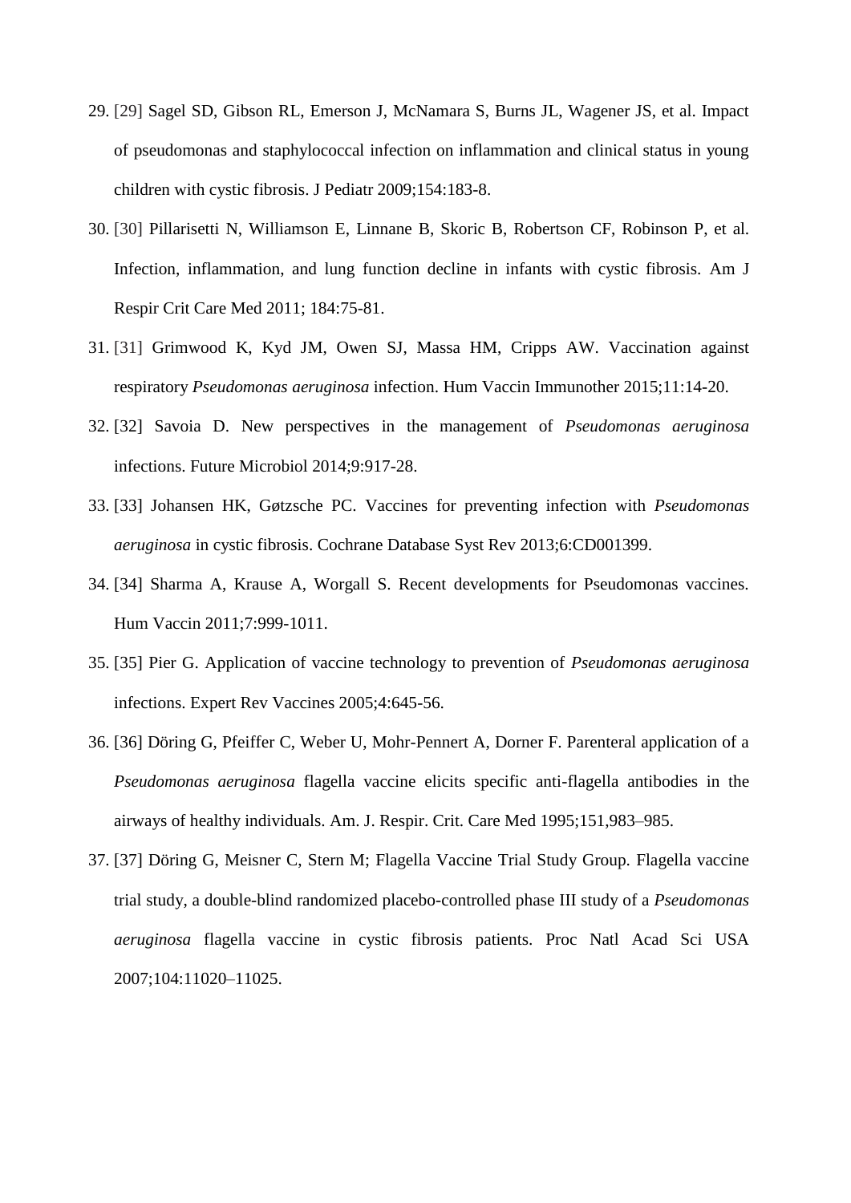29. [29] Sagel SD, Gibson RL, Emerson J, McNamara S, Burns JL, Wagener JS, et al. Impact of pseudomonas and staphylococcal infection on inflammation and clinical status in young children with cystic fibrosis. J Pediatr 2009;154:183-8.
30. [30] Pillarisetti N, Williamson E, Linnane B, Skoric B, Robertson CF, Robinson P, et al. Infection, inflammation, and lung function decline in infants with cystic fibrosis. Am J Respir Crit Care Med 2011; 184:75-81.
31. [31] Grimwood K, Kyd JM, Owen SJ, Massa HM, Cripps AW. Vaccination against respiratory *Pseudomonas aeruginosa* infection. Hum Vaccin Immunother 2015;11:14-20.
32. [32] Savoia D. New perspectives in the management of *Pseudomonas aeruginosa* infections. Future Microbiol 2014;9:917-28.
33. [33] Johansen HK, Gøtzsche PC. Vaccines for preventing infection with *Pseudomonas aeruginosa* in cystic fibrosis. Cochrane Database Syst Rev 2013;6:CD001399.
34. [34] Sharma A, Krause A, Worgall S. Recent developments for Pseudomonas vaccines. Hum Vaccin 2011;7:999-1011.
35. [35] Pier G. Application of vaccine technology to prevention of *Pseudomonas aeruginosa* infections. Expert Rev Vaccines 2005;4:645-56.
36. [36] Döring G, Pfeiffer C, Weber U, Mohr-Pennert A, Dorner F. Parenteral application of a *Pseudomonas aeruginosa* flagella vaccine elicits specific anti-flagella antibodies in the airways of healthy individuals. Am. J. Respir. Crit. Care Med 1995;151,983–985.
37. [37] Döring G, Meisner C, Stern M; Flagella Vaccine Trial Study Group. Flagella vaccine trial study, a double-blind randomized placebo-controlled phase III study of a *Pseudomonas aeruginosa* flagella vaccine in cystic fibrosis patients. Proc Natl Acad Sci USA 2007;104:11020–11025.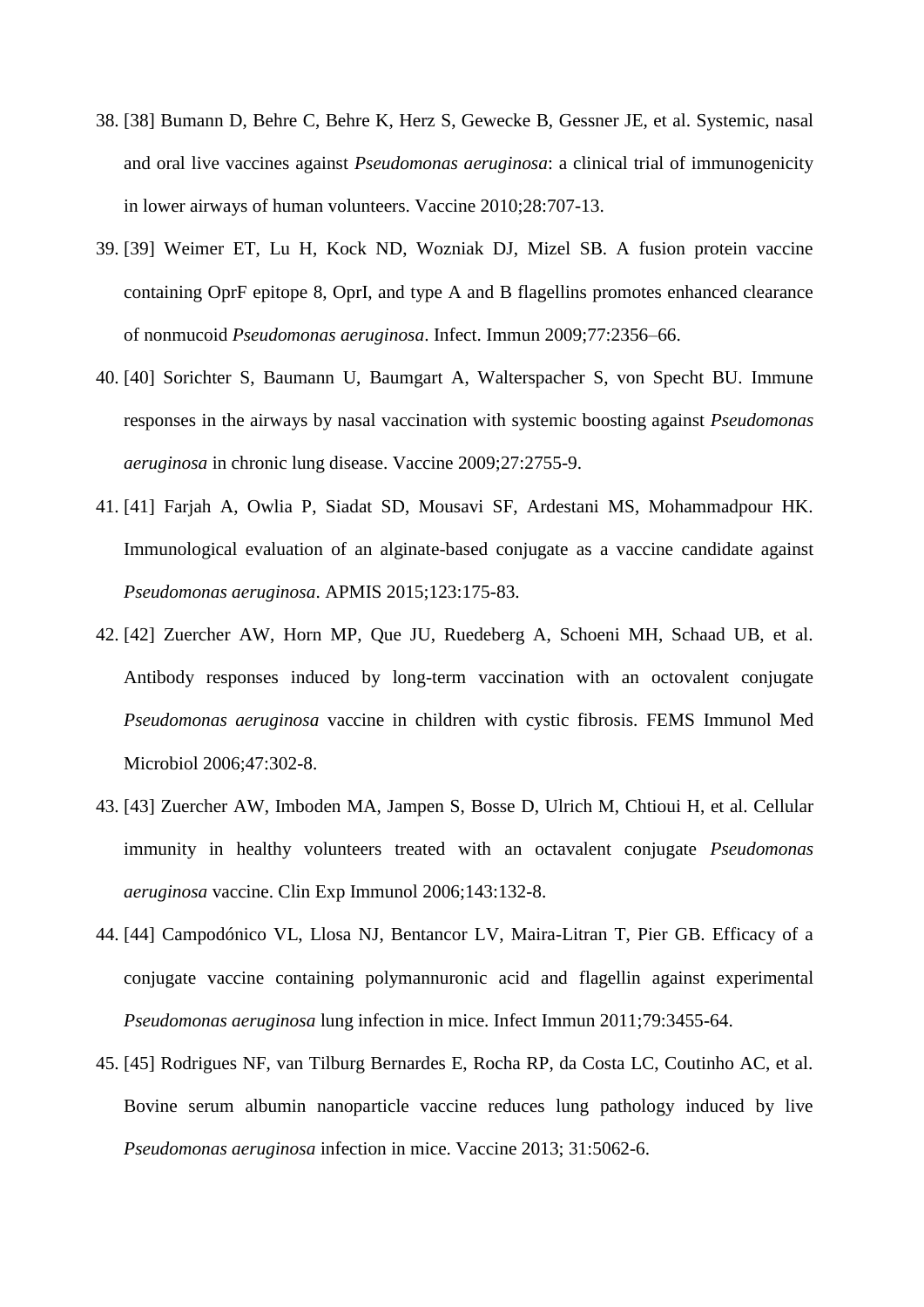38. [38] Bumann D, Behre C, Behre K, Herz S, Gewecke B, Gessner JE, et al. Systemic, nasal and oral live vaccines against *Pseudomonas aeruginosa*: a clinical trial of immunogenicity in lower airways of human volunteers. Vaccine 2010;28:707-13.
39. [39] Weimer ET, Lu H, Kock ND, Wozniak DJ, Mizel SB. A fusion protein vaccine containing OprF epitope 8, OprI, and type A and B flagellins promotes enhanced clearance of nonmucoid *Pseudomonas aeruginosa*. Infect. Immun 2009;77:2356–66.
40. [40] Sorichter S, Baumann U, Baumgart A, Walterspacher S, von Specht BU. Immune responses in the airways by nasal vaccination with systemic boosting against *Pseudomonas aeruginosa* in chronic lung disease. Vaccine 2009;27:2755-9.
41. [41] Farjah A, Owlia P, Siadat SD, Mousavi SF, Ardestani MS, Mohammadpour HK. Immunological evaluation of an alginate-based conjugate as a vaccine candidate against *Pseudomonas aeruginosa*. APMIS 2015;123:175-83.
42. [42] Zuercher AW, Horn MP, Que JU, Ruedeberg A, Schoeni MH, Schaad UB, et al. Antibody responses induced by long-term vaccination with an octovalent conjugate *Pseudomonas aeruginosa* vaccine in children with cystic fibrosis. FEMS Immunol Med Microbiol 2006;47:302-8.
43. [43] Zuercher AW, Imboden MA, Jampen S, Bosse D, Ulrich M, Chtioui H, et al. Cellular immunity in healthy volunteers treated with an octavalent conjugate *Pseudomonas aeruginosa* vaccine. Clin Exp Immunol 2006;143:132-8.
44. [44] Campodónico VL, Llosa NJ, Bentancor LV, Maira-Litran T, Pier GB. Efficacy of a conjugate vaccine containing polymannuronic acid and flagellin against experimental *Pseudomonas aeruginosa* lung infection in mice. Infect Immun 2011;79:3455-64.
45. [45] Rodrigues NF, van Tilburg Bernardes E, Rocha RP, da Costa LC, Coutinho AC, et al. Bovine serum albumin nanoparticle vaccine reduces lung pathology induced by live *Pseudomonas aeruginosa* infection in mice. Vaccine 2013; 31:5062-6.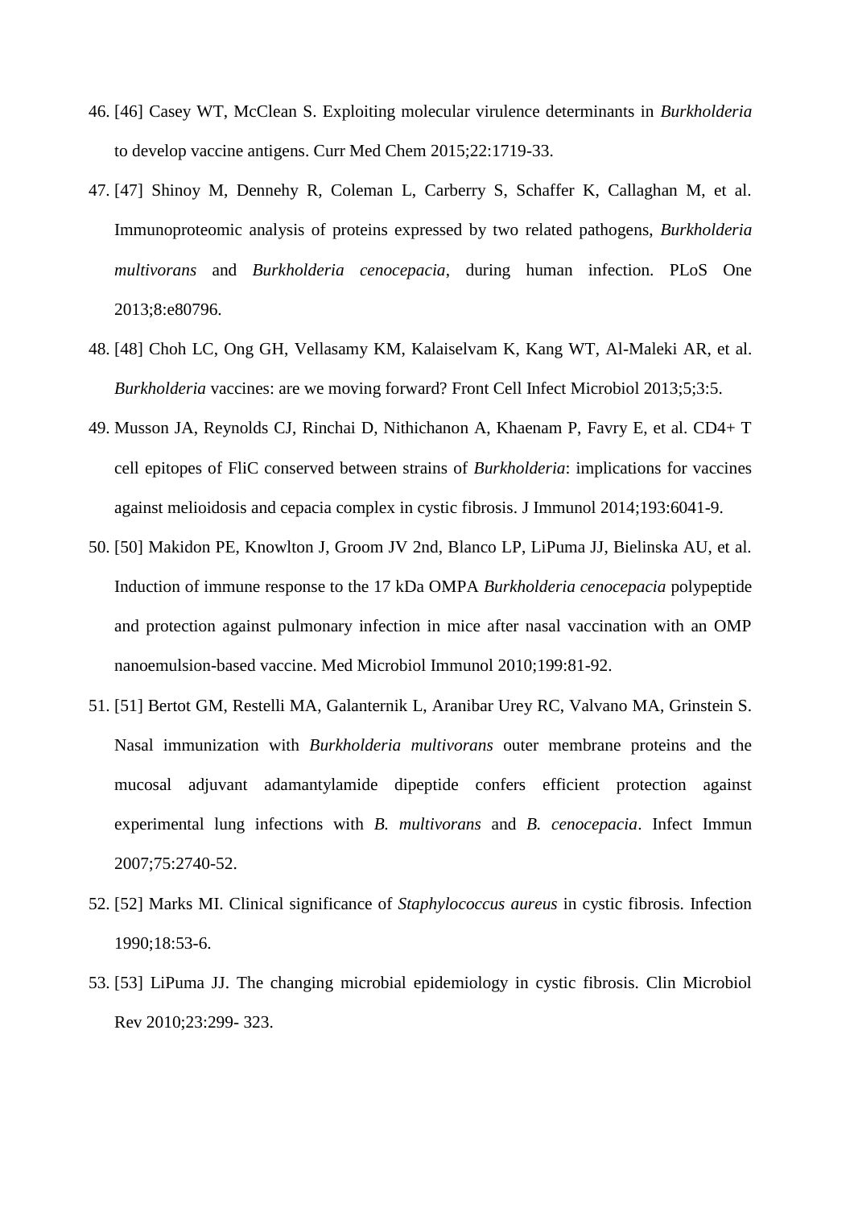46. [46] Casey WT, McClean S. Exploiting molecular virulence determinants in *Burkholderia* to develop vaccine antigens. Curr Med Chem 2015;22:1719-33.
47. [47] Shinoy M, Dennehy R, Coleman L, Carberry S, Schaffer K, Callaghan M, et al. Immunoproteomic analysis of proteins expressed by two related pathogens, *Burkholderia multivorans* and *Burkholderia cenocepacia*, during human infection. PLoS One 2013;8:e80796.
48. [48] Choh LC, Ong GH, Vellasamy KM, Kalaiselvam K, Kang WT, Al-Maleki AR, et al. *Burkholderia* vaccines: are we moving forward? Front Cell Infect Microbiol 2013;5;3:5.
49. Musson JA, Reynolds CJ, Rinchai D, Nithichanon A, Khaenam P, Favry E, et al. CD4+ T cell epitopes of FliC conserved between strains of *Burkholderia*: implications for vaccines against melioidosis and cepacia complex in cystic fibrosis. J Immunol 2014;193:6041-9.
50. [50] Makidon PE, Knowlton J, Groom JV 2nd, Blanco LP, LiPuma JJ, Bielinska AU, et al. Induction of immune response to the 17 kDa OMPA *Burkholderia cenocepacia* polypeptide and protection against pulmonary infection in mice after nasal vaccination with an OMP nanoemulsion-based vaccine. Med Microbiol Immunol 2010;199:81-92.
51. [51] Bertot GM, Restelli MA, Galanternik L, Aranibar Urey RC, Valvano MA, Grinstein S. Nasal immunization with *Burkholderia multivorans* outer membrane proteins and the mucosal adjuvant adamantylamide dipeptide confers efficient protection against experimental lung infections with *B. multivorans* and *B. cenocepacia*. Infect Immun 2007;75:2740-52.
52. [52] Marks MI. Clinical significance of *Staphylococcus aureus* in cystic fibrosis. Infection 1990;18:53-6.
53. [53] LiPuma JJ. The changing microbial epidemiology in cystic fibrosis. Clin Microbiol Rev 2010;23:299- 323.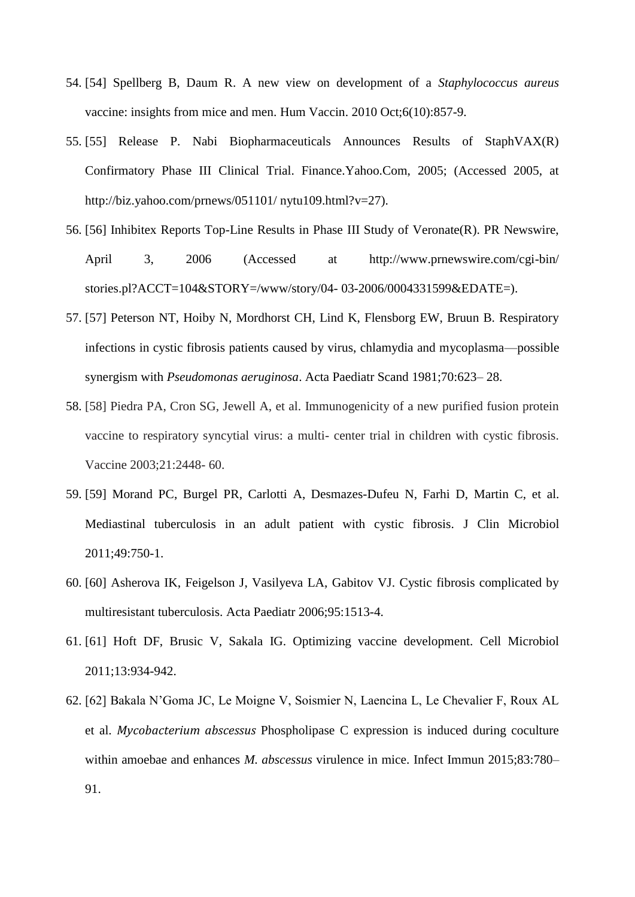54. [54] Spellberg B, Daum R. A new view on development of a *Staphylococcus aureus* vaccine: insights from mice and men. Hum Vaccin. 2010 Oct;6(10):857-9.
55. [55] Release P. Nabi Biopharmaceuticals Announces Results of StaphVAX(R) Confirmatory Phase III Clinical Trial. Finance.Yahoo.Com, 2005; (Accessed 2005, at http://biz.yahoo.com/prnews/051101/ nytu109.html?v=27).
56. [56] Inhibitex Reports Top-Line Results in Phase III Study of Veronate(R). PR Newswire, April 3, 2006 (Accessed at http://www.prnewswire.com/cgi-bin/ stories.pl?ACCT=104&STORY=/www/story/04- 03-2006/0004331599&EDATE=).
57. [57] Peterson NT, Hoiby N, Mordhorst CH, Lind K, Flensborg EW, Bruun B. Respiratory infections in cystic fibrosis patients caused by virus, chlamydia and mycoplasma—possible synergism with *Pseudomonas aeruginosa*. Acta Paediatr Scand 1981;70:623– 28.
58. [58] Piedra PA, Cron SG, Jewell A, et al. Immunogenicity of a new purified fusion protein vaccine to respiratory syncytial virus: a multi- center trial in children with cystic fibrosis. Vaccine 2003;21:2448- 60.
59. [59] Morand PC, Burgel PR, Carlotti A, Desmazes-Dufeu N, Farhi D, Martin C, et al. Mediastinal tuberculosis in an adult patient with cystic fibrosis. J Clin Microbiol 2011;49:750-1.
60. [60] Asherova IK, Feigelson J, Vasilyeva LA, Gabitov VJ. Cystic fibrosis complicated by multiresistant tuberculosis. Acta Paediatr 2006;95:1513-4.
61. [61] Hoft DF, Brusic V, Sakala IG. Optimizing vaccine development. Cell Microbiol 2011;13:934-942.
62. [62] Bakala N'Goma JC, Le Moigne V, Soismier N, Laencina L, Le Chevalier F, Roux AL et al. *Mycobacterium abscessus* Phospholipase C expression is induced during coculture within amoebae and enhances *M. abscessus* virulence in mice. Infect Immun 2015;83:780–91.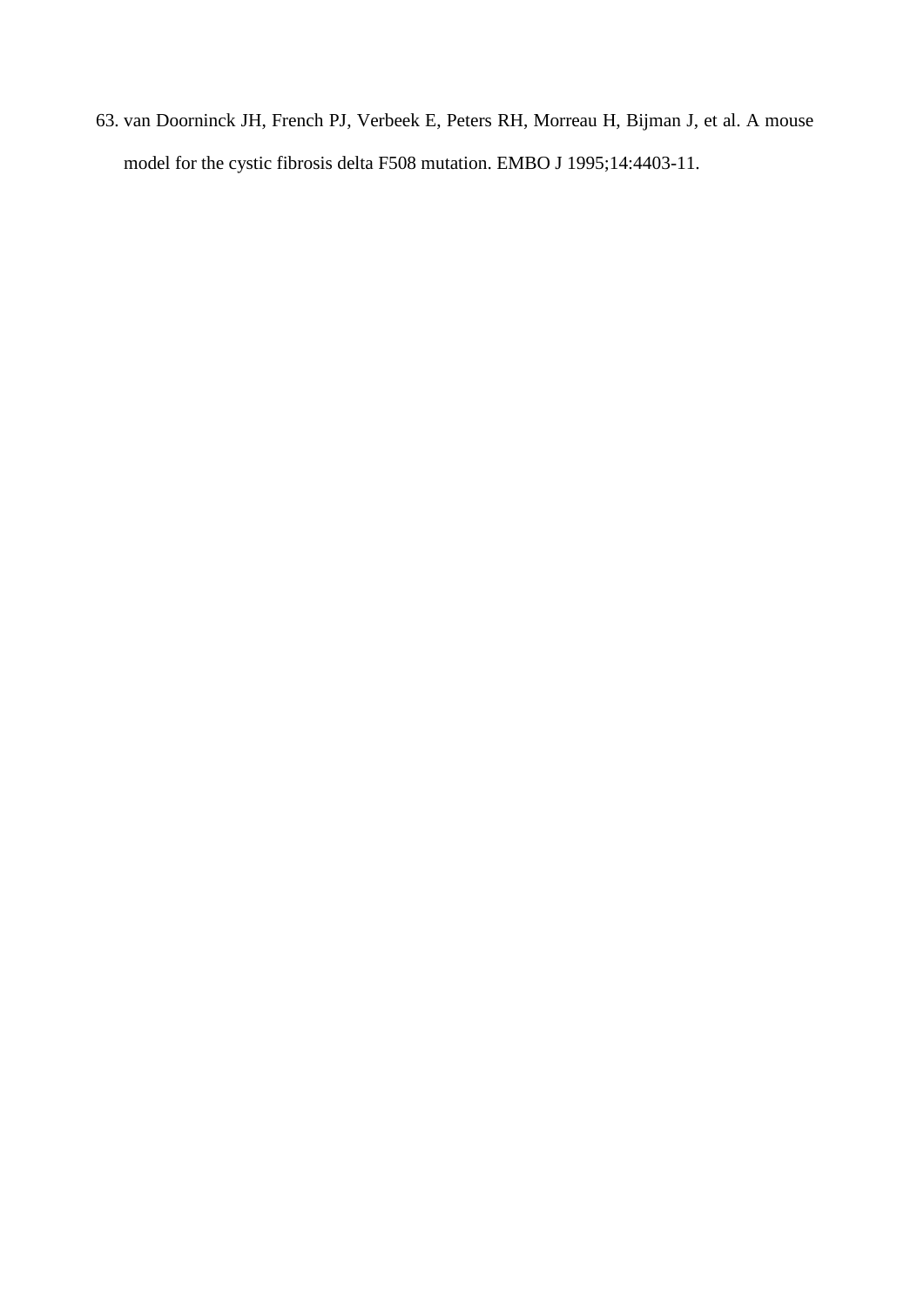63. van Doorninck JH, French PJ, Verbeek E, Peters RH, Morreau H, Bijman J, et al. A mouse model for the cystic fibrosis delta F508 mutation. EMBO J 1995;14:4403-11.